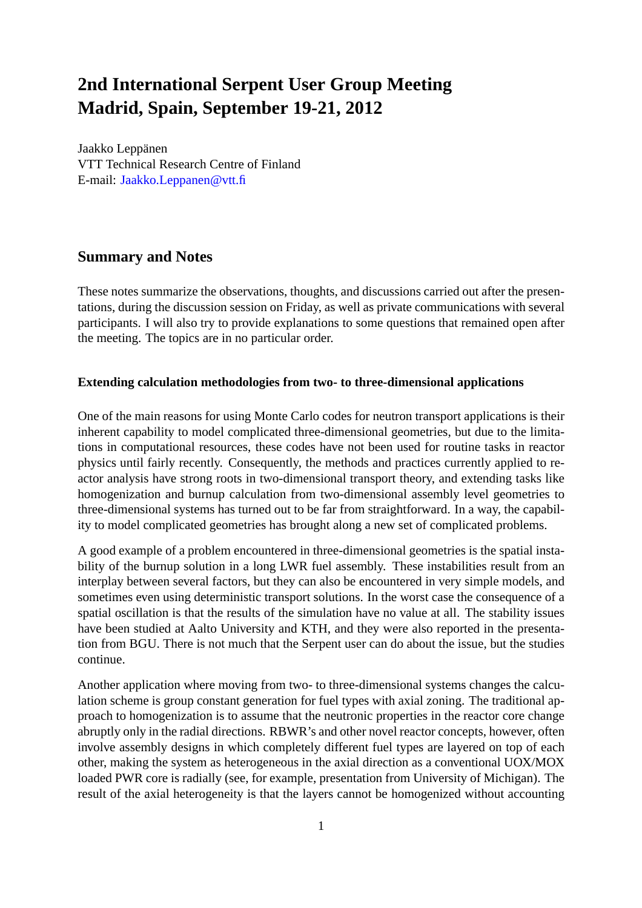# 2nd International Serpent User Group Meeting Madrid, Spain, September 19-21, 2012

Jaakko Leppänen
VTT Technical Research Centre of Finland
E-mail: Jaakko.Leppanen@vtt.fi

## Summary and Notes

These notes summarize the observations, thoughts, and discussions carried out after the presentations, during the discussion session on Friday, as well as private communications with several participants. I will also try to provide explanations to some questions that remained open after the meeting. The topics are in no particular order.

### Extending calculation methodologies from two- to three-dimensional applications

One of the main reasons for using Monte Carlo codes for neutron transport applications is their inherent capability to model complicated three-dimensional geometries, but due to the limitations in computational resources, these codes have not been used for routine tasks in reactor physics until fairly recently. Consequently, the methods and practices currently applied to reactor analysis have strong roots in two-dimensional transport theory, and extending tasks like homogenization and burnup calculation from two-dimensional assembly level geometries to three-dimensional systems has turned out to be far from straightforward. In a way, the capability to model complicated geometries has brought along a new set of complicated problems.

A good example of a problem encountered in three-dimensional geometries is the spatial instability of the burnup solution in a long LWR fuel assembly. These instabilities result from an interplay between several factors, but they can also be encountered in very simple models, and sometimes even using deterministic transport solutions. In the worst case the consequence of a spatial oscillation is that the results of the simulation have no value at all. The stability issues have been studied at Aalto University and KTH, and they were also reported in the presentation from BGU. There is not much that the Serpent user can do about the issue, but the studies continue.

Another application where moving from two- to three-dimensional systems changes the calculation scheme is group constant generation for fuel types with axial zoning. The traditional approach to homogenization is to assume that the neutronic properties in the reactor core change abruptly only in the radial directions. RBWR's and other novel reactor concepts, however, often involve assembly designs in which completely different fuel types are layered on top of each other, making the system as heterogeneous in the axial direction as a conventional UOX/MOX loaded PWR core is radially (see, for example, presentation from University of Michigan). The result of the axial heterogeneity is that the layers cannot be homogenized without accounting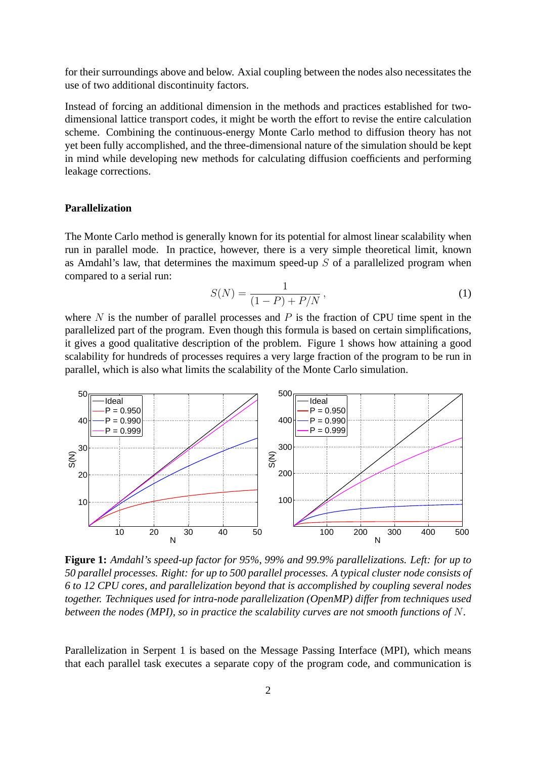for their surroundings above and below. Axial coupling between the nodes also necessitates the use of two additional discontinuity factors.

Instead of forcing an additional dimension in the methods and practices established for two-dimensional lattice transport codes, it might be worth the effort to revise the entire calculation scheme. Combining the continuous-energy Monte Carlo method to diffusion theory has not yet been fully accomplished, and the three-dimensional nature of the simulation should be kept in mind while developing new methods for calculating diffusion coefficients and performing leakage corrections.

**Parallelization**

The Monte Carlo method is generally known for its potential for almost linear scalability when run in parallel mode. In practice, however, there is a very simple theoretical limit, known as Amdahl's law, that determines the maximum speed-up $S$ of a parallelized program when compared to a serial run:

$$S(N) = \frac{1}{(1-P) + P/N}\,, \tag{1}$$

where $N$ is the number of parallel processes and $P$ is the fraction of CPU time spent in the parallelized part of the program. Even though this formula is based on certain simplifications, it gives a good qualitative description of the problem. Figure 1 shows how attaining a good scalability for hundreds of processes requires a very large fraction of the program to be run in parallel, which is also what limits the scalability of the Monte Carlo simulation.

**Figure 1:** *Amdahl's speed-up factor for 95%, 99% and 99.9% parallelizations. Left: for up to 50 parallel processes. Right: for up to 500 parallel processes. A typical cluster node consists of 6 to 12 CPU cores, and parallelization beyond that is accomplished by coupling several nodes together. Techniques used for intra-node parallelization (OpenMP) differ from techniques used between the nodes (MPI), so in practice the scalability curves are not smooth functions of $N$.*

Parallelization in Serpent 1 is based on the Message Passing Interface (MPI), which means that each parallel task executes a separate copy of the program code, and communication is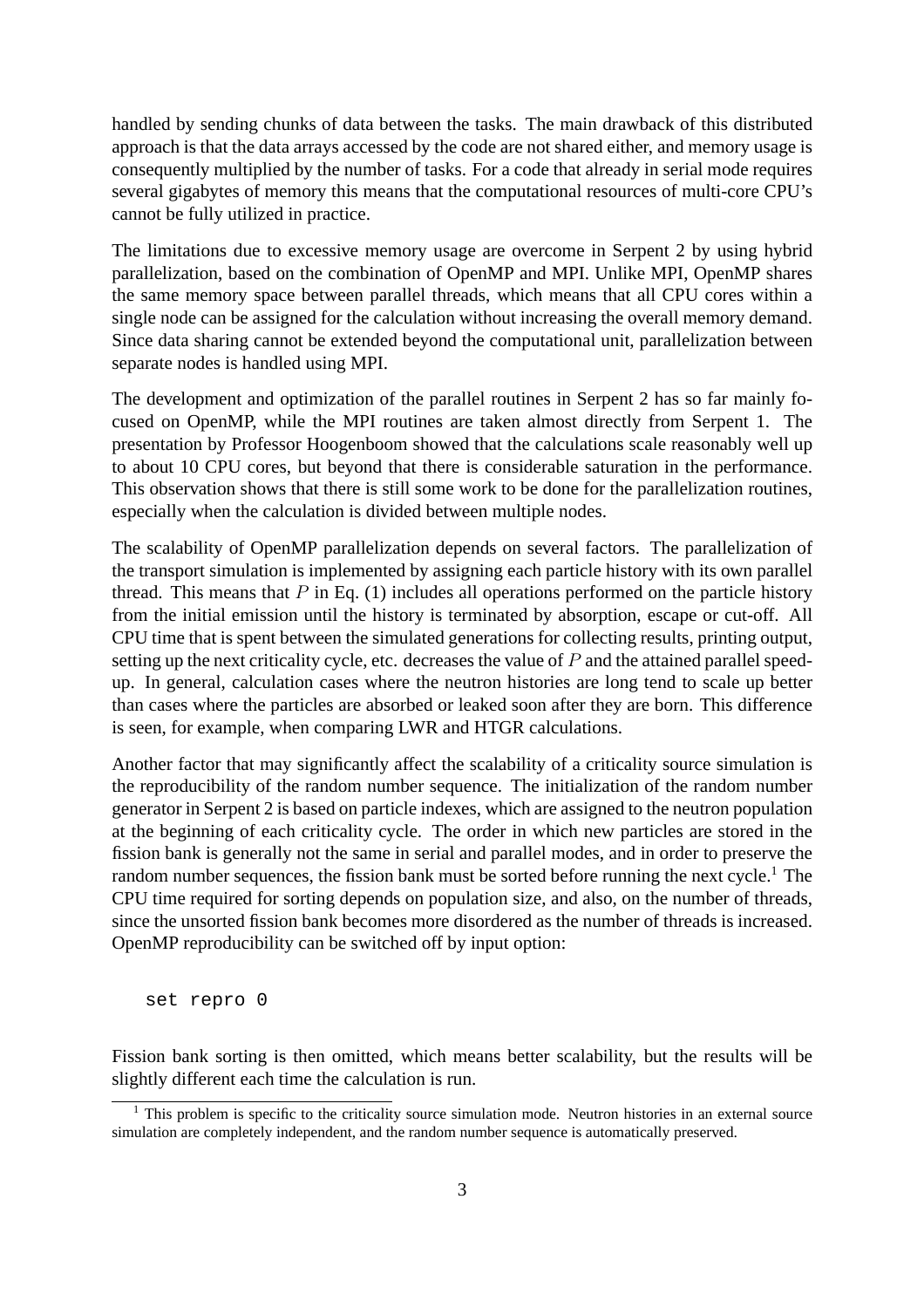handled by sending chunks of data between the tasks. The main drawback of this distributed approach is that the data arrays accessed by the code are not shared either, and memory usage is consequently multiplied by the number of tasks. For a code that already in serial mode requires several gigabytes of memory this means that the computational resources of multi-core CPU's cannot be fully utilized in practice.

The limitations due to excessive memory usage are overcome in Serpent 2 by using hybrid parallelization, based on the combination of OpenMP and MPI. Unlike MPI, OpenMP shares the same memory space between parallel threads, which means that all CPU cores within a single node can be assigned for the calculation without increasing the overall memory demand. Since data sharing cannot be extended beyond the computational unit, parallelization between separate nodes is handled using MPI.

The development and optimization of the parallel routines in Serpent 2 has so far mainly focused on OpenMP, while the MPI routines are taken almost directly from Serpent 1. The presentation by Professor Hoogenboom showed that the calculations scale reasonably well up to about 10 CPU cores, but beyond that there is considerable saturation in the performance. This observation shows that there is still some work to be done for the parallelization routines, especially when the calculation is divided between multiple nodes.

The scalability of OpenMP parallelization depends on several factors. The parallelization of the transport simulation is implemented by assigning each particle history with its own parallel thread. This means that $P$ in Eq. (1) includes all operations performed on the particle history from the initial emission until the history is terminated by absorption, escape or cut-off. All CPU time that is spent between the simulated generations for collecting results, printing output, setting up the next criticality cycle, etc. decreases the value of $P$ and the attained parallel speed-up. In general, calculation cases where the neutron histories are long tend to scale up better than cases where the particles are absorbed or leaked soon after they are born. This difference is seen, for example, when comparing LWR and HTGR calculations.

Another factor that may significantly affect the scalability of a criticality source simulation is the reproducibility of the random number sequence. The initialization of the random number generator in Serpent 2 is based on particle indexes, which are assigned to the neutron population at the beginning of each criticality cycle. The order in which new particles are stored in the fission bank is generally not the same in serial and parallel modes, and in order to preserve the random number sequences, the fission bank must be sorted before running the next cycle.[1] The CPU time required for sorting depends on population size, and also, on the number of threads, since the unsorted fission bank becomes more disordered as the number of threads is increased. OpenMP reproducibility can be switched off by input option:

```
set repro 0
```

Fission bank sorting is then omitted, which means better scalability, but the results will be slightly different each time the calculation is run.

[1] This problem is specific to the criticality source simulation mode. Neutron histories in an external source simulation are completely independent, and the random number sequence is automatically preserved.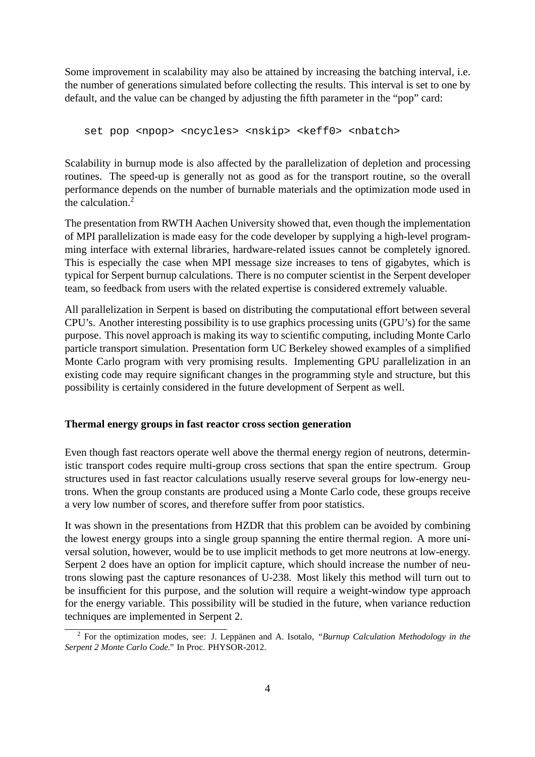Some improvement in scalability may also be attained by increasing the batching interval, i.e. the number of generations simulated before collecting the results. This interval is set to one by default, and the value can be changed by adjusting the fifth parameter in the "pop" card:

```
set pop <npop> <ncycles> <nskip> <keff0> <nbatch>
```

Scalability in burnup mode is also affected by the parallelization of depletion and processing routines. The speed-up is generally not as good as for the transport routine, so the overall performance depends on the number of burnable materials and the optimization mode used in the calculation.[2]

The presentation from RWTH Aachen University showed that, even though the implementation of MPI parallelization is made easy for the code developer by supplying a high-level programming interface with external libraries, hardware-related issues cannot be completely ignored. This is especially the case when MPI message size increases to tens of gigabytes, which is typical for Serpent burnup calculations. There is no computer scientist in the Serpent developer team, so feedback from users with the related expertise is considered extremely valuable.

All parallelization in Serpent is based on distributing the computational effort between several CPU's. Another interesting possibility is to use graphics processing units (GPU's) for the same purpose. This novel approach is making its way to scientific computing, including Monte Carlo particle transport simulation. Presentation form UC Berkeley showed examples of a simplified Monte Carlo program with very promising results. Implementing GPU parallelization in an existing code may require significant changes in the programming style and structure, but this possibility is certainly considered in the future development of Serpent as well.

**Thermal energy groups in fast reactor cross section generation**

Even though fast reactors operate well above the thermal energy region of neutrons, deterministic transport codes require multi-group cross sections that span the entire spectrum. Group structures used in fast reactor calculations usually reserve several groups for low-energy neutrons. When the group constants are produced using a Monte Carlo code, these groups receive a very low number of scores, and therefore suffer from poor statistics.

It was shown in the presentations from HZDR that this problem can be avoided by combining the lowest energy groups into a single group spanning the entire thermal region. A more universal solution, however, would be to use implicit methods to get more neutrons at low-energy. Serpent 2 does have an option for implicit capture, which should increase the number of neutrons slowing past the capture resonances of U-238. Most likely this method will turn out to be insufficient for this purpose, and the solution will require a weight-window type approach for the energy variable. This possibility will be studied in the future, when variance reduction techniques are implemented in Serpent 2.

[2] For the optimization modes, see: J. Leppänen and A. Isotalo, "*Burnup Calculation Methodology in the Serpent 2 Monte Carlo Code.*" In Proc. PHYSOR-2012.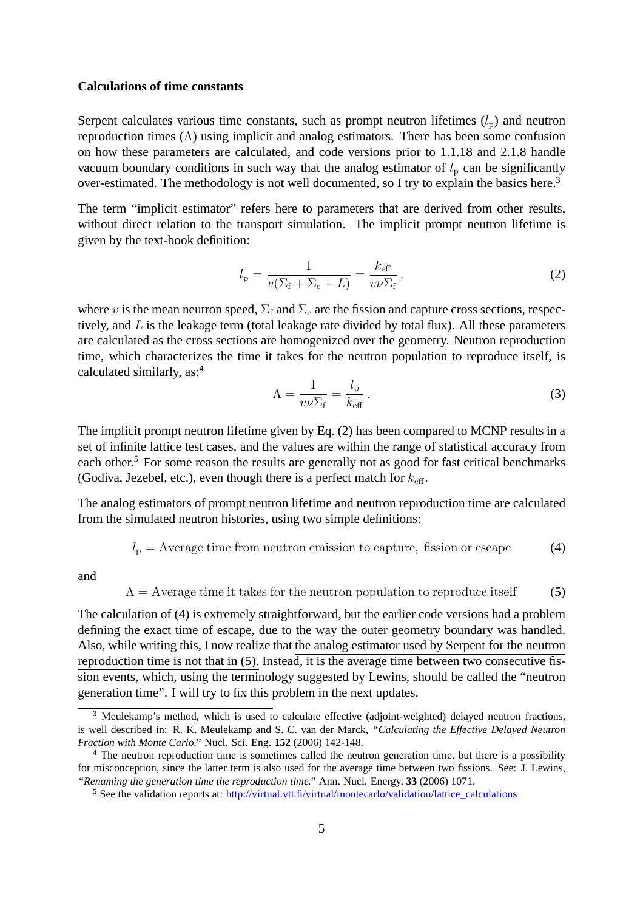**Calculations of time constants**

Serpent calculates various time constants, such as prompt neutron lifetimes ($l_\mathrm{p}$) and neutron reproduction times ($\Lambda$) using implicit and analog estimators. There has been some confusion on how these parameters are calculated, and code versions prior to 1.1.18 and 2.1.8 handle vacuum boundary conditions in such way that the analog estimator of $l_\mathrm{p}$ can be significantly over-estimated. The methodology is not well documented, so I try to explain the basics here.[3]

The term "implicit estimator" refers here to parameters that are derived from other results, without direct relation to the transport simulation. The implicit prompt neutron lifetime is given by the text-book definition:

$$l_\mathrm{p} = \frac{1}{\overline{v}(\Sigma_\mathrm{f} + \Sigma_\mathrm{c} + L)} = \frac{k_\mathrm{eff}}{\overline{v}\nu\Sigma_\mathrm{f}}\,, \tag{2}$$

where $\overline{v}$ is the mean neutron speed, $\Sigma_\mathrm{f}$ and $\Sigma_\mathrm{c}$ are the fission and capture cross sections, respectively, and $L$ is the leakage term (total leakage rate divided by total flux). All these parameters are calculated as the cross sections are homogenized over the geometry. Neutron reproduction time, which characterizes the time it takes for the neutron population to reproduce itself, is calculated similarly, as:[4]

$$\Lambda = \frac{1}{\overline{v}\nu\Sigma_\mathrm{f}} = \frac{l_\mathrm{p}}{k_\mathrm{eff}}\,. \tag{3}$$

The implicit prompt neutron lifetime given by Eq. (2) has been compared to MCNP results in a set of infinite lattice test cases, and the values are within the range of statistical accuracy from each other.[5] For some reason the results are generally not as good for fast critical benchmarks (Godiva, Jezebel, etc.), even though there is a perfect match for $k_\mathrm{eff}$.

The analog estimators of prompt neutron lifetime and neutron reproduction time are calculated from the simulated neutron histories, using two simple definitions:

$$l_\mathrm{p} = \text{Average time from neutron emission to capture, fission or escape} \tag{4}$$

and

$$\Lambda = \text{Average time it takes for the neutron population to reproduce itself} \tag{5}$$

The calculation of (4) is extremely straightforward, but the earlier code versions had a problem defining the exact time of escape, due to the way the outer geometry boundary was handled. Also, while writing this, I now realize that the analog estimator used by Serpent for the neutron reproduction time is not that in (5). Instead, it is the average time between two consecutive fission events, which, using the terminology suggested by Lewins, should be called the "neutron generation time". I will try to fix this problem in the next updates.

---

[3] Meulekamp's method, which is used to calculate effective (adjoint-weighted) delayed neutron fractions, is well described in: R. K. Meulekamp and S. C. van der Marck, *"Calculating the Effective Delayed Neutron Fraction with Monte Carlo."* Nucl. Sci. Eng. **152** (2006) 142-148.

[4] The neutron reproduction time is sometimes called the neutron generation time, but there is a possibility for misconception, since the latter term is also used for the average time between two fissions. See: J. Lewins, *"Renaming the generation time the reproduction time."* Ann. Nucl. Energy, **33** (2006) 1071.

[5] See the validation reports at: http://virtual.vtt.fi/virtual/montecarlo/validation/lattice_calculations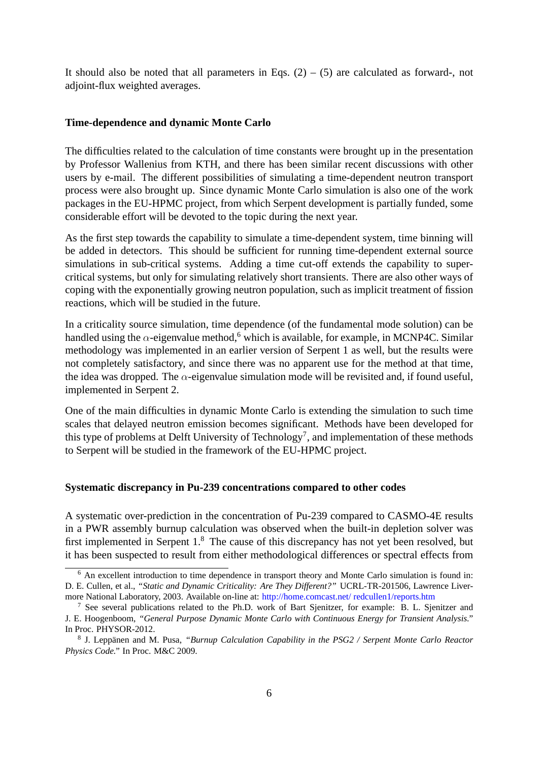It should also be noted that all parameters in Eqs. (2) – (5) are calculated as forward-, not adjoint-flux weighted averages.

**Time-dependence and dynamic Monte Carlo**

The difficulties related to the calculation of time constants were brought up in the presentation by Professor Wallenius from KTH, and there has been similar recent discussions with other users by e-mail. The different possibilities of simulating a time-dependent neutron transport process were also brought up. Since dynamic Monte Carlo simulation is also one of the work packages in the EU-HPMC project, from which Serpent development is partially funded, some considerable effort will be devoted to the topic during the next year.

As the first step towards the capability to simulate a time-dependent system, time binning will be added in detectors. This should be sufficient for running time-dependent external source simulations in sub-critical systems. Adding a time cut-off extends the capability to super-critical systems, but only for simulating relatively short transients. There are also other ways of coping with the exponentially growing neutron population, such as implicit treatment of fission reactions, which will be studied in the future.

In a criticality source simulation, time dependence (of the fundamental mode solution) can be handled using the $\alpha$-eigenvalue method,[6] which is available, for example, in MCNP4C. Similar methodology was implemented in an earlier version of Serpent 1 as well, but the results were not completely satisfactory, and since there was no apparent use for the method at that time, the idea was dropped. The $\alpha$-eigenvalue simulation mode will be revisited and, if found useful, implemented in Serpent 2.

One of the main difficulties in dynamic Monte Carlo is extending the simulation to such time scales that delayed neutron emission becomes significant. Methods have been developed for this type of problems at Delft University of Technology[7], and implementation of these methods to Serpent will be studied in the framework of the EU-HPMC project.

**Systematic discrepancy in Pu-239 concentrations compared to other codes**

A systematic over-prediction in the concentration of Pu-239 compared to CASMO-4E results in a PWR assembly burnup calculation was observed when the built-in depletion solver was first implemented in Serpent 1.[8] The cause of this discrepancy has not yet been resolved, but it has been suspected to result from either methodological differences or spectral effects from

---

[6] An excellent introduction to time dependence in transport theory and Monte Carlo simulation is found in: D. E. Cullen, et al., *"Static and Dynamic Criticality: Are They Different?"* UCRL-TR-201506, Lawrence Livermore National Laboratory, 2003. Available on-line at: http://home.comcast.net/ redcullen1/reports.htm

[7] See several publications related to the Ph.D. work of Bart Sjenitzer, for example: B. L. Sjenitzer and J. E. Hoogenboom, *"General Purpose Dynamic Monte Carlo with Continuous Energy for Transient Analysis."* In Proc. PHYSOR-2012.

[8] J. Leppänen and M. Pusa, *"Burnup Calculation Capability in the PSG2 / Serpent Monte Carlo Reactor Physics Code."* In Proc. M&C 2009.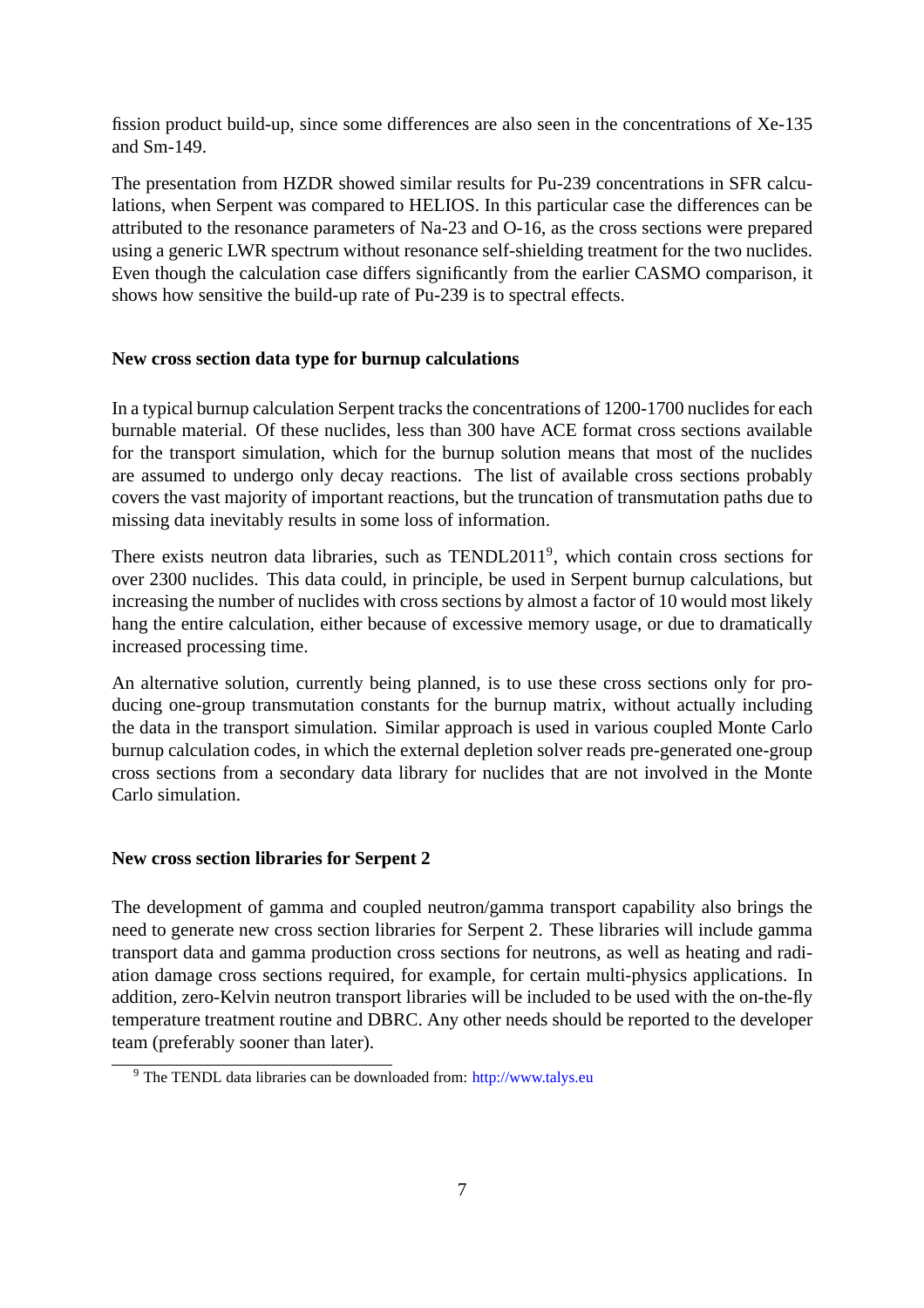fission product build-up, since some differences are also seen in the concentrations of Xe-135 and Sm-149.

The presentation from HZDR showed similar results for Pu-239 concentrations in SFR calculations, when Serpent was compared to HELIOS. In this particular case the differences can be attributed to the resonance parameters of Na-23 and O-16, as the cross sections were prepared using a generic LWR spectrum without resonance self-shielding treatment for the two nuclides. Even though the calculation case differs significantly from the earlier CASMO comparison, it shows how sensitive the build-up rate of Pu-239 is to spectral effects.

**New cross section data type for burnup calculations**

In a typical burnup calculation Serpent tracks the concentrations of 1200-1700 nuclides for each burnable material. Of these nuclides, less than 300 have ACE format cross sections available for the transport simulation, which for the burnup solution means that most of the nuclides are assumed to undergo only decay reactions. The list of available cross sections probably covers the vast majority of important reactions, but the truncation of transmutation paths due to missing data inevitably results in some loss of information.

There exists neutron data libraries, such as TENDL2011[9], which contain cross sections for over 2300 nuclides. This data could, in principle, be used in Serpent burnup calculations, but increasing the number of nuclides with cross sections by almost a factor of 10 would most likely hang the entire calculation, either because of excessive memory usage, or due to dramatically increased processing time.

An alternative solution, currently being planned, is to use these cross sections only for producing one-group transmutation constants for the burnup matrix, without actually including the data in the transport simulation. Similar approach is used in various coupled Monte Carlo burnup calculation codes, in which the external depletion solver reads pre-generated one-group cross sections from a secondary data library for nuclides that are not involved in the Monte Carlo simulation.

**New cross section libraries for Serpent 2**

The development of gamma and coupled neutron/gamma transport capability also brings the need to generate new cross section libraries for Serpent 2. These libraries will include gamma transport data and gamma production cross sections for neutrons, as well as heating and radiation damage cross sections required, for example, for certain multi-physics applications. In addition, zero-Kelvin neutron transport libraries will be included to be used with the on-the-fly temperature treatment routine and DBRC. Any other needs should be reported to the developer team (preferably sooner than later).

[9] The TENDL data libraries can be downloaded from: http://www.talys.eu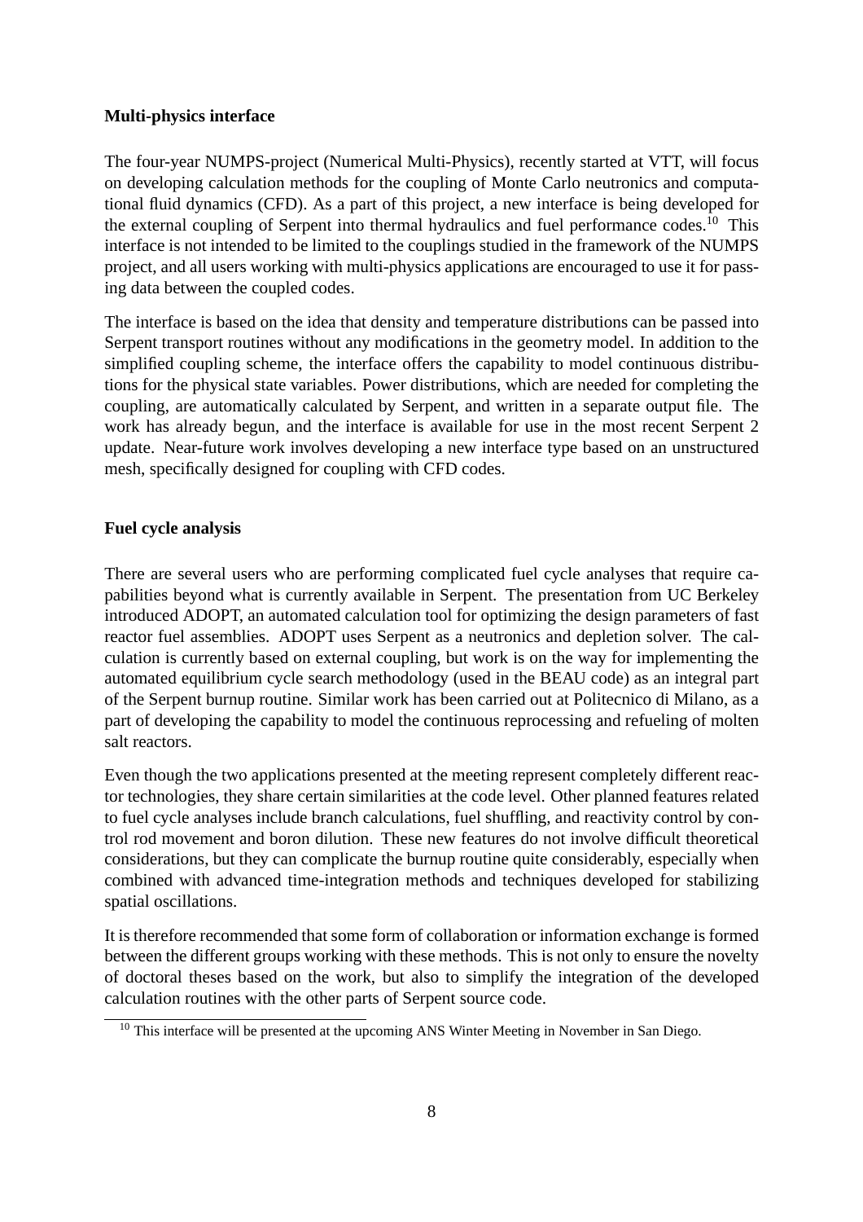**Multi-physics interface**

The four-year NUMPS-project (Numerical Multi-Physics), recently started at VTT, will focus on developing calculation methods for the coupling of Monte Carlo neutronics and computational fluid dynamics (CFD). As a part of this project, a new interface is being developed for the external coupling of Serpent into thermal hydraulics and fuel performance codes.[10] This interface is not intended to be limited to the couplings studied in the framework of the NUMPS project, and all users working with multi-physics applications are encouraged to use it for passing data between the coupled codes.

The interface is based on the idea that density and temperature distributions can be passed into Serpent transport routines without any modifications in the geometry model. In addition to the simplified coupling scheme, the interface offers the capability to model continuous distributions for the physical state variables. Power distributions, which are needed for completing the coupling, are automatically calculated by Serpent, and written in a separate output file. The work has already begun, and the interface is available for use in the most recent Serpent 2 update. Near-future work involves developing a new interface type based on an unstructured mesh, specifically designed for coupling with CFD codes.

**Fuel cycle analysis**

There are several users who are performing complicated fuel cycle analyses that require capabilities beyond what is currently available in Serpent. The presentation from UC Berkeley introduced ADOPT, an automated calculation tool for optimizing the design parameters of fast reactor fuel assemblies. ADOPT uses Serpent as a neutronics and depletion solver. The calculation is currently based on external coupling, but work is on the way for implementing the automated equilibrium cycle search methodology (used in the BEAU code) as an integral part of the Serpent burnup routine. Similar work has been carried out at Politecnico di Milano, as a part of developing the capability to model the continuous reprocessing and refueling of molten salt reactors.

Even though the two applications presented at the meeting represent completely different reactor technologies, they share certain similarities at the code level. Other planned features related to fuel cycle analyses include branch calculations, fuel shuffling, and reactivity control by control rod movement and boron dilution. These new features do not involve difficult theoretical considerations, but they can complicate the burnup routine quite considerably, especially when combined with advanced time-integration methods and techniques developed for stabilizing spatial oscillations.

It is therefore recommended that some form of collaboration or information exchange is formed between the different groups working with these methods. This is not only to ensure the novelty of doctoral theses based on the work, but also to simplify the integration of the developed calculation routines with the other parts of Serpent source code.

[10] This interface will be presented at the upcoming ANS Winter Meeting in November in San Diego.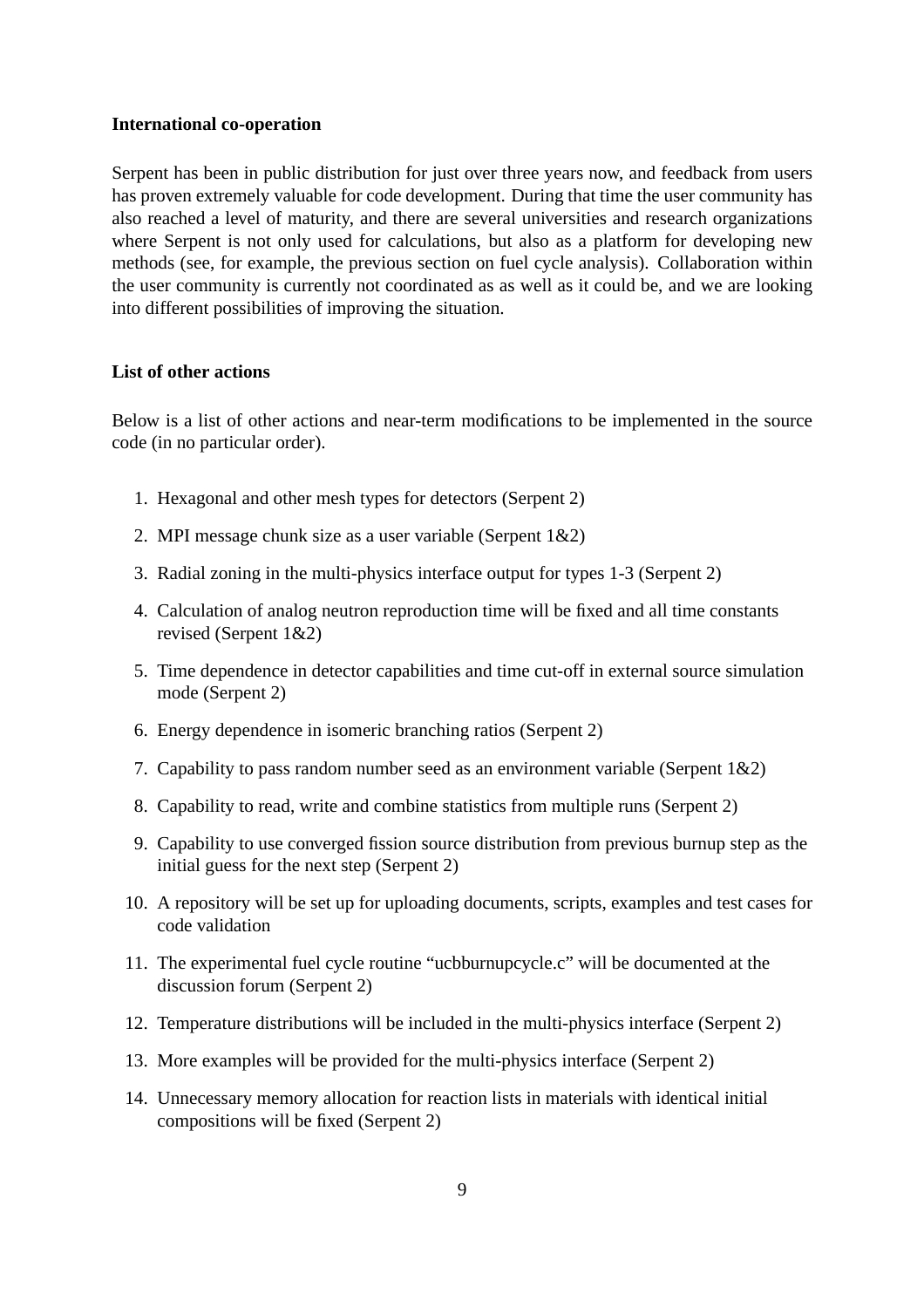**International co-operation**

Serpent has been in public distribution for just over three years now, and feedback from users has proven extremely valuable for code development. During that time the user community has also reached a level of maturity, and there are several universities and research organizations where Serpent is not only used for calculations, but also as a platform for developing new methods (see, for example, the previous section on fuel cycle analysis). Collaboration within the user community is currently not coordinated as as well as it could be, and we are looking into different possibilities of improving the situation.

**List of other actions**

Below is a list of other actions and near-term modifications to be implemented in the source code (in no particular order).

1. Hexagonal and other mesh types for detectors (Serpent 2)
2. MPI message chunk size as a user variable (Serpent 1&2)
3. Radial zoning in the multi-physics interface output for types 1-3 (Serpent 2)
4. Calculation of analog neutron reproduction time will be fixed and all time constants revised (Serpent 1&2)
5. Time dependence in detector capabilities and time cut-off in external source simulation mode (Serpent 2)
6. Energy dependence in isomeric branching ratios (Serpent 2)
7. Capability to pass random number seed as an environment variable (Serpent 1&2)
8. Capability to read, write and combine statistics from multiple runs (Serpent 2)
9. Capability to use converged fission source distribution from previous burnup step as the initial guess for the next step (Serpent 2)
10. A repository will be set up for uploading documents, scripts, examples and test cases for code validation
11. The experimental fuel cycle routine “ucbburnupcycle.c” will be documented at the discussion forum (Serpent 2)
12. Temperature distributions will be included in the multi-physics interface (Serpent 2)
13. More examples will be provided for the multi-physics interface (Serpent 2)
14. Unnecessary memory allocation for reaction lists in materials with identical initial compositions will be fixed (Serpent 2)